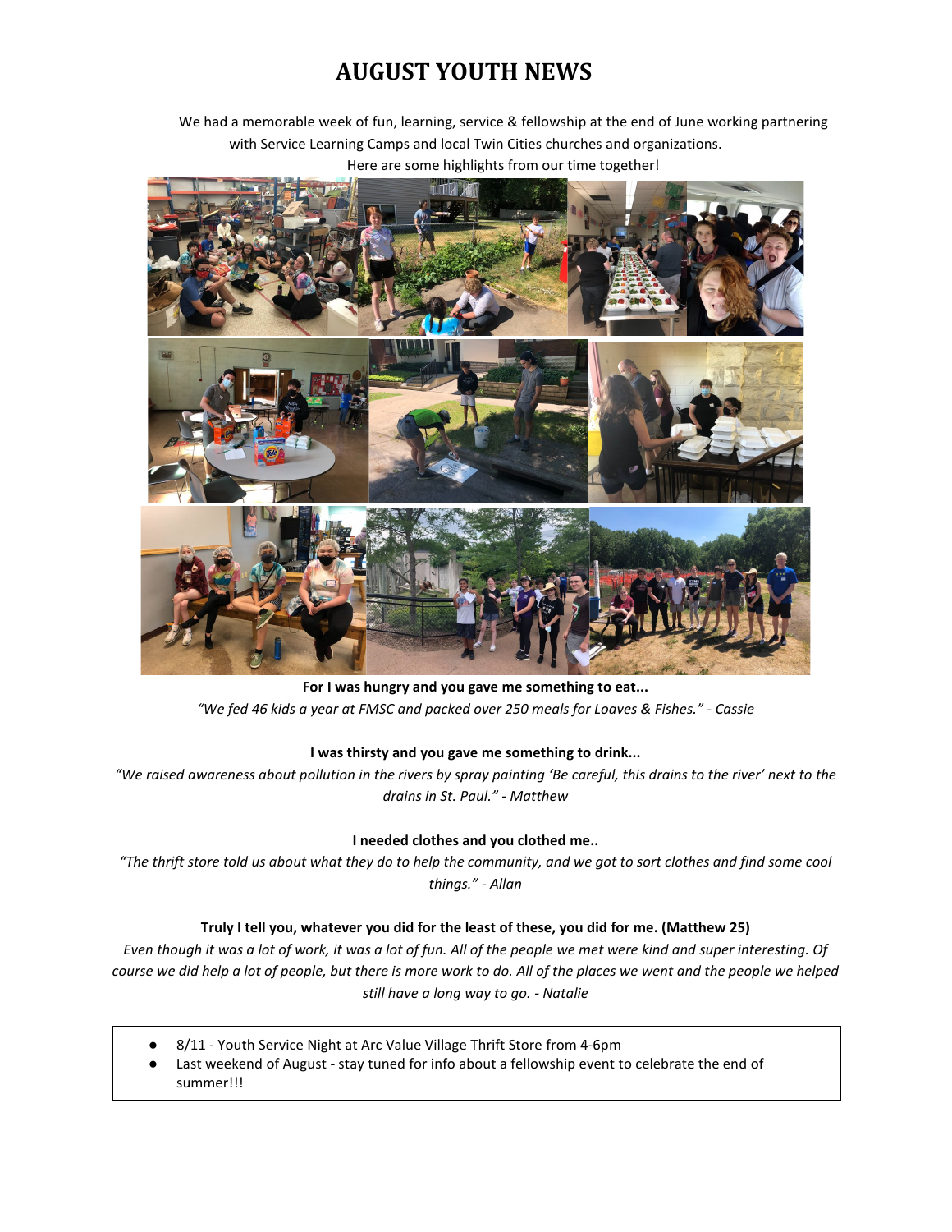# AUGUST YOUTH NEWS

We had a memorable week of fun, learning, service & fellowship at the end of June working partnering with Service Learning Camps and local Twin Cities churches and organizations.

Here are some highlights from our time together!

**For I was hungry and you gave me something to eat...**

*"We fed 46 kids a year at FMSC and packed over 250 meals for Loaves & Fishes." - Cassie*

**I was thirsty and you gave me something to drink...**

*"We raised awareness about pollution in the rivers by spray painting 'Be careful, this drains to the river' next to the drains in St. Paul." - Matthew*

**I needed clothes and you clothed me..**

*"The thrift store told us about what they do to help the community, and we got to sort clothes and find some cool things." - Allan*

**Truly I tell you, whatever you did for the least of these, you did for me. (Matthew 25)**

*Even though it was a lot of work, it was a lot of fun. All of the people we met were kind and super interesting. Of course we did help a lot of people, but there is more work to do. All of the places we went and the people we helped still have a long way to go. - Natalie*

- 8/11 - Youth Service Night at Arc Value Village Thrift Store from 4-6pm
- Last weekend of August - stay tuned for info about a fellowship event to celebrate the end of summer!!!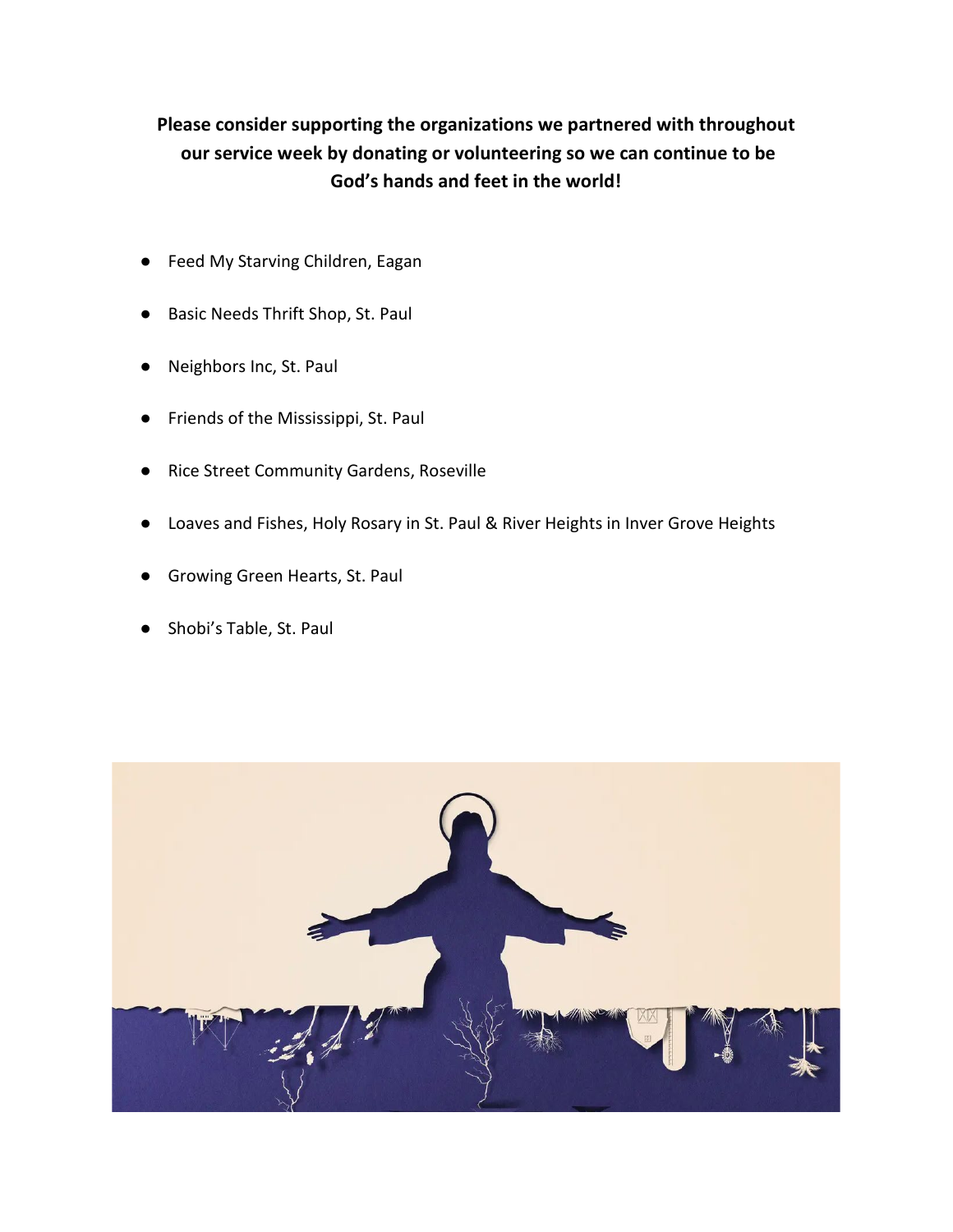**Please consider supporting the organizations we partnered with throughout our service week by donating or volunteering so we can continue to be God's hands and feet in the world!**

- Feed My Starving Children, Eagan
- Basic Needs Thrift Shop, St. Paul
- Neighbors Inc, St. Paul
- Friends of the Mississippi, St. Paul
- Rice Street Community Gardens, Roseville
- Loaves and Fishes, Holy Rosary in St. Paul & River Heights in Inver Grove Heights
- Growing Green Hearts, St. Paul
- Shobi's Table, St. Paul